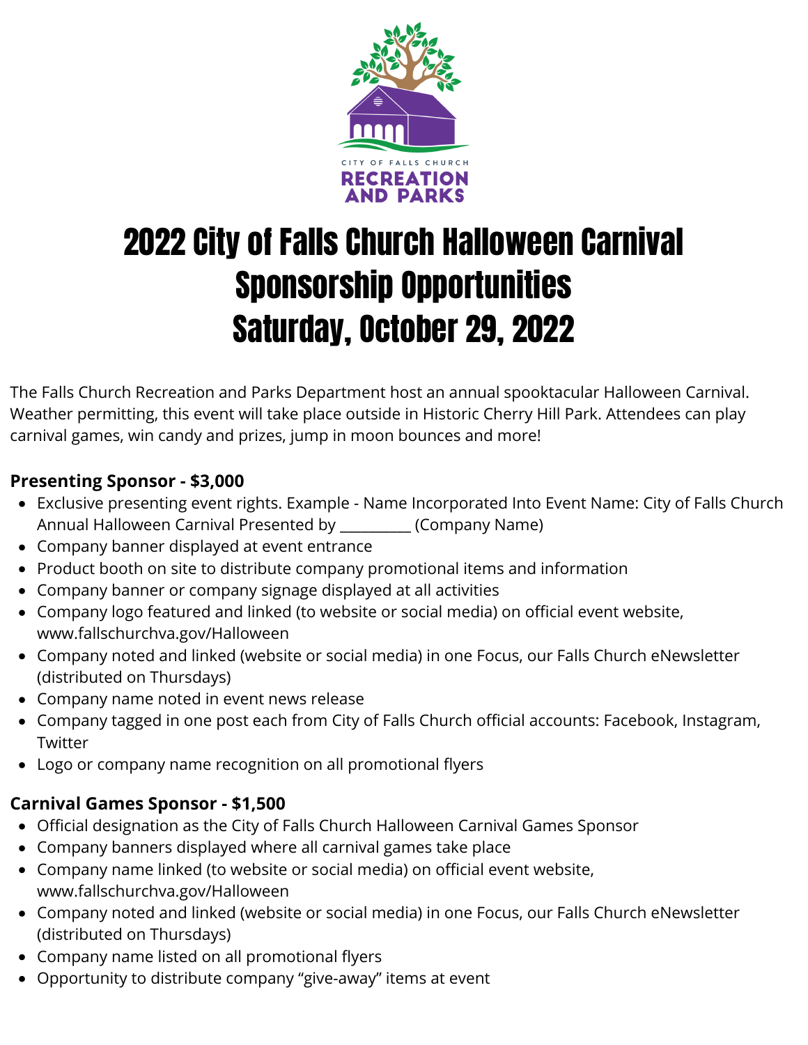CITY OF FALLS CHURCH
RECREATION AND PARKS

# 2022 City of Falls Church Halloween Carnival Sponsorship Opportunities Saturday, October 29, 2022

The Falls Church Recreation and Parks Department host an annual spooktacular Halloween Carnival. Weather permitting, this event will take place outside in Historic Cherry Hill Park. Attendees can play carnival games, win candy and prizes, jump in moon bounces and more!

**Presenting Sponsor - $3,000**

- Exclusive presenting event rights. Example - Name Incorporated Into Event Name: City of Falls Church Annual Halloween Carnival Presented by __________ (Company Name)
- Company banner displayed at event entrance
- Product booth on site to distribute company promotional items and information
- Company banner or company signage displayed at all activities
- Company logo featured and linked (to website or social media) on official event website, www.fallschurchva.gov/Halloween
- Company noted and linked (website or social media) in one Focus, our Falls Church eNewsletter (distributed on Thursdays)
- Company name noted in event news release
- Company tagged in one post each from City of Falls Church official accounts: Facebook, Instagram, Twitter
- Logo or company name recognition on all promotional flyers

**Carnival Games Sponsor - $1,500**

- Official designation as the City of Falls Church Halloween Carnival Games Sponsor
- Company banners displayed where all carnival games take place
- Company name linked (to website or social media) on official event website, www.fallschurchva.gov/Halloween
- Company noted and linked (website or social media) in one Focus, our Falls Church eNewsletter (distributed on Thursdays)
- Company name listed on all promotional flyers
- Opportunity to distribute company "give-away" items at event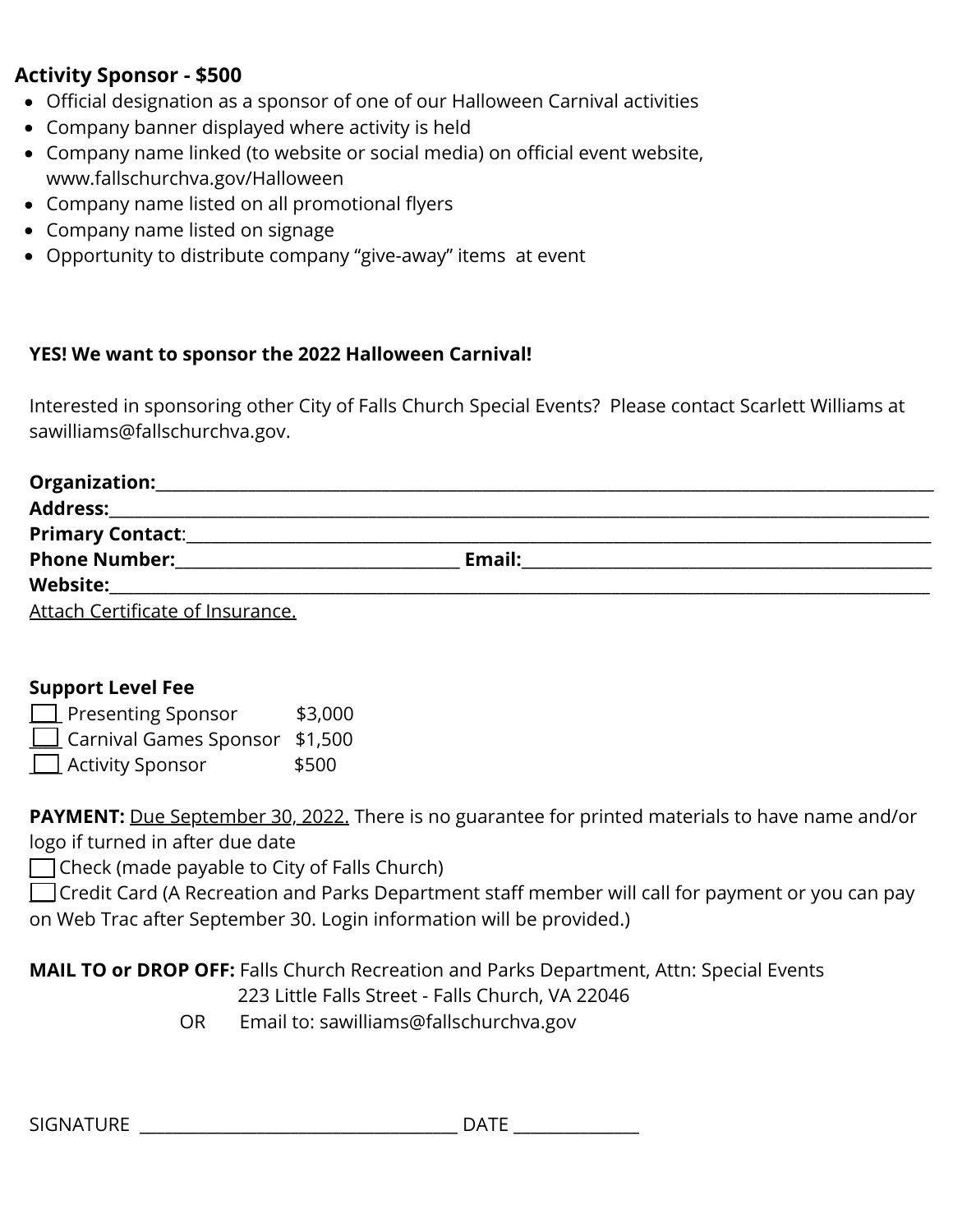**Activity Sponsor - $500**

- Official designation as a sponsor of one of our Halloween Carnival activities
- Company banner displayed where activity is held
- Company name linked (to website or social media) on official event website, www.fallschurchva.gov/Halloween
- Company name listed on all promotional flyers
- Company name listed on signage
- Opportunity to distribute company "give-away" items at event

**YES! We want to sponsor the 2022 Halloween Carnival!**

Interested in sponsoring other City of Falls Church Special Events? Please contact Scarlett Williams at sawilliams@fallschurchva.gov.

**Organization:**______________________________________________

**Address:**______________________________________________

**Primary Contact**:______________________________________________

**Phone Number:**____________________ **Email:**____________________

**Website:**______________________________________________

<u>Attach Certificate of Insurance.</u>

**Support Level Fee**

☐ Presenting Sponsor $3,000

☐ Carnival Games Sponsor $1,500

☐ Activity Sponsor $500

**PAYMENT:** <u>Due September 30, 2022.</u> There is no guarantee for printed materials to have name and/or logo if turned in after due date

☐ Check (made payable to City of Falls Church)

☐ Credit Card (A Recreation and Parks Department staff member will call for payment or you can pay on Web Trac after September 30. Login information will be provided.)

**MAIL TO or DROP OFF:** Falls Church Recreation and Parks Department, Attn: Special Events
223 Little Falls Street - Falls Church, VA 22046

OR Email to: sawilliams@fallschurchva.gov

SIGNATURE ____________________ DATE __________